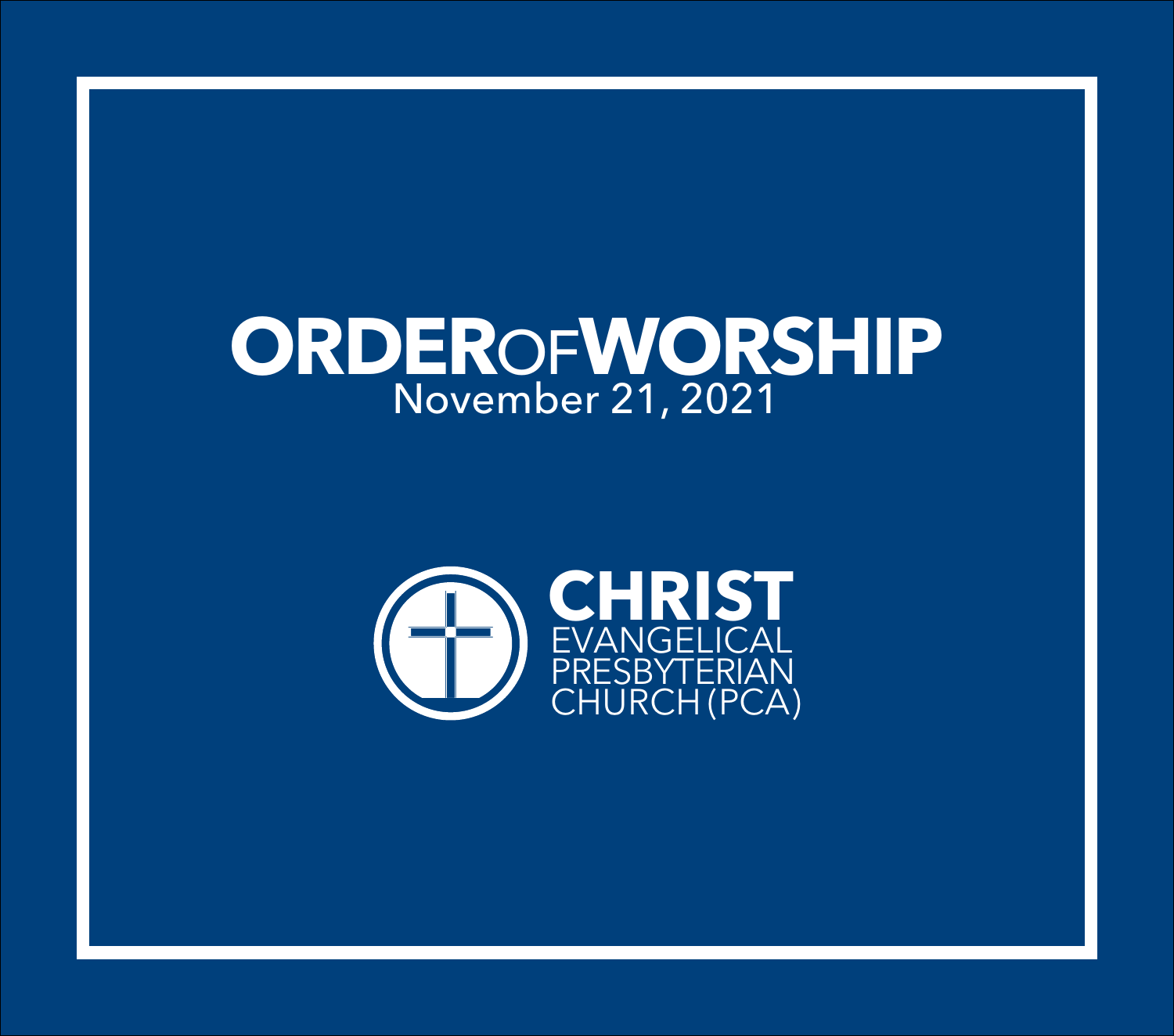# ORDER OF WORSHIP

November 21, 2021

**CHRIST**
EVANGELICAL
PRESBYTERIAN
CHURCH (PCA)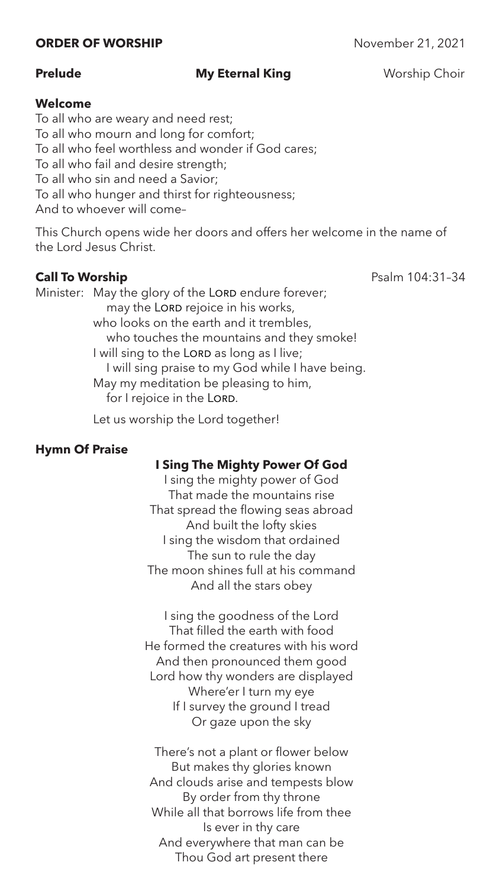**ORDER OF WORSHIP** November 21, 2021

**Prelude** **My Eternal King** Worship Choir

**Welcome**

To all who are weary and need rest;
To all who mourn and long for comfort;
To all who feel worthless and wonder if God cares;
To all who fail and desire strength;
To all who sin and need a Savior;
To all who hunger and thirst for righteousness;
And to whoever will come–

This Church opens wide her doors and offers her welcome in the name of the Lord Jesus Christ.

**Call To Worship** Psalm 104:31–34

Minister: May the glory of the LORD endure forever;
may the LORD rejoice in his works,
who looks on the earth and it trembles,
who touches the mountains and they smoke!
I will sing to the LORD as long as I live;
I will sing praise to my God while I have being.
May my meditation be pleasing to him,
for I rejoice in the LORD.

Let us worship the Lord together!

**Hymn Of Praise**

**I Sing The Mighty Power Of God**

I sing the mighty power of God
That made the mountains rise
That spread the flowing seas abroad
And built the lofty skies
I sing the wisdom that ordained
The sun to rule the day
The moon shines full at his command
And all the stars obey

I sing the goodness of the Lord
That filled the earth with food
He formed the creatures with his word
And then pronounced them good
Lord how thy wonders are displayed
Where'er I turn my eye
If I survey the ground I tread
Or gaze upon the sky

There's not a plant or flower below
But makes thy glories known
And clouds arise and tempests blow
By order from thy throne
While all that borrows life from thee
Is ever in thy care
And everywhere that man can be
Thou God art present there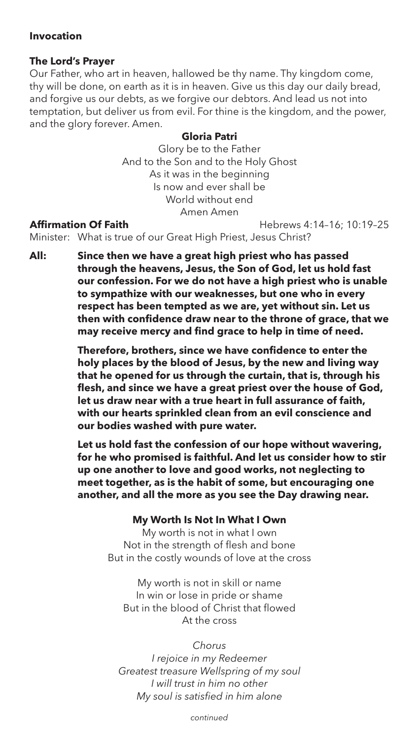**Invocation**

**The Lord's Prayer**

Our Father, who art in heaven, hallowed be thy name. Thy kingdom come, thy will be done, on earth as it is in heaven. Give us this day our daily bread, and forgive us our debts, as we forgive our debtors. And lead us not into temptation, but deliver us from evil. For thine is the kingdom, and the power, and the glory forever. Amen.

**Gloria Patri**

Glory be to the Father
And to the Son and to the Holy Ghost
As it was in the beginning
Is now and ever shall be
World without end
Amen Amen

**Affirmation Of Faith** Hebrews 4:14–16; 10:19–25

Minister: What is true of our Great High Priest, Jesus Christ?

**All: Since then we have a great high priest who has passed through the heavens, Jesus, the Son of God, let us hold fast our confession. For we do not have a high priest who is unable to sympathize with our weaknesses, but one who in every respect has been tempted as we are, yet without sin. Let us then with confidence draw near to the throne of grace, that we may receive mercy and find grace to help in time of need.**

**Therefore, brothers, since we have confidence to enter the holy places by the blood of Jesus, by the new and living way that he opened for us through the curtain, that is, through his flesh, and since we have a great priest over the house of God, let us draw near with a true heart in full assurance of faith, with our hearts sprinkled clean from an evil conscience and our bodies washed with pure water.**

**Let us hold fast the confession of our hope without wavering, for he who promised is faithful. And let us consider how to stir up one another to love and good works, not neglecting to meet together, as is the habit of some, but encouraging one another, and all the more as you see the Day drawing near.**

**My Worth Is Not In What I Own**

My worth is not in what I own
Not in the strength of flesh and bone
But in the costly wounds of love at the cross

My worth is not in skill or name
In win or lose in pride or shame
But in the blood of Christ that flowed
At the cross

*Chorus*
*I rejoice in my Redeemer*
*Greatest treasure Wellspring of my soul*
*I will trust in him no other*
*My soul is satisfied in him alone*

*continued*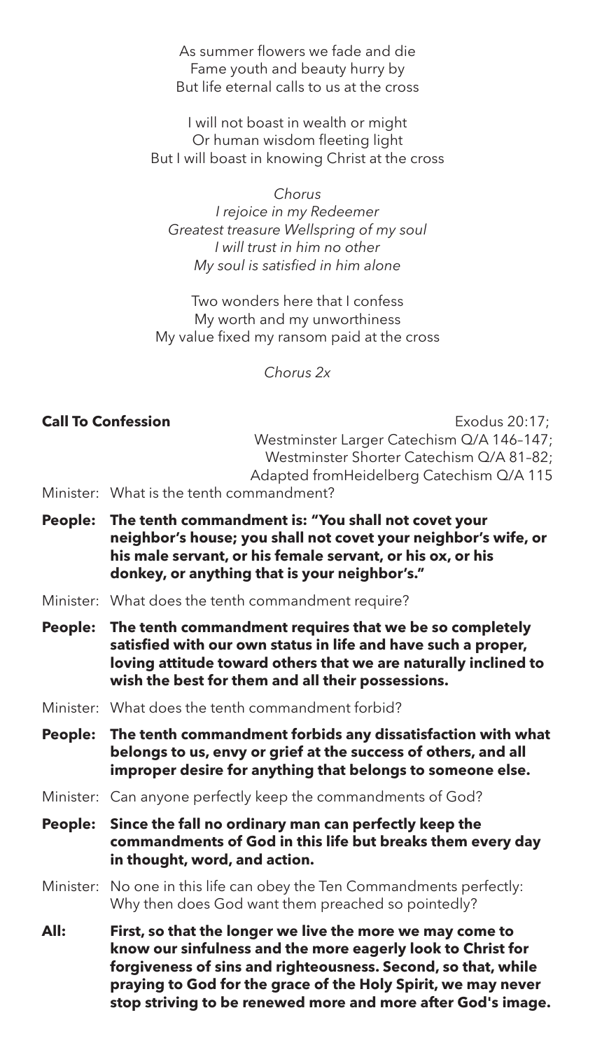As summer flowers we fade and die
Fame youth and beauty hurry by
But life eternal calls to us at the cross

I will not boast in wealth or might
Or human wisdom fleeting light
But I will boast in knowing Christ at the cross

*Chorus*
*I rejoice in my Redeemer*
*Greatest treasure Wellspring of my soul*
*I will trust in him no other*
*My soul is satisfied in him alone*

Two wonders here that I confess
My worth and my unworthiness
My value fixed my ransom paid at the cross

*Chorus 2x*

**Call To Confession**

Exodus 20:17;
Westminster Larger Catechism Q/A 146–147;
Westminster Shorter Catechism Q/A 81–82;
Adapted fromHeidelberg Catechism Q/A 115

Minister: What is the tenth commandment?

**People: The tenth commandment is: "You shall not covet your neighbor's house; you shall not covet your neighbor's wife, or his male servant, or his female servant, or his ox, or his donkey, or anything that is your neighbor's."**

Minister: What does the tenth commandment require?

**People: The tenth commandment requires that we be so completely satisfied with our own status in life and have such a proper, loving attitude toward others that we are naturally inclined to wish the best for them and all their possessions.**

Minister: What does the tenth commandment forbid?

**People: The tenth commandment forbids any dissatisfaction with what belongs to us, envy or grief at the success of others, and all improper desire for anything that belongs to someone else.**

Minister: Can anyone perfectly keep the commandments of God?

**People: Since the fall no ordinary man can perfectly keep the commandments of God in this life but breaks them every day in thought, word, and action.**

Minister: No one in this life can obey the Ten Commandments perfectly: Why then does God want them preached so pointedly?

**All: First, so that the longer we live the more we may come to know our sinfulness and the more eagerly look to Christ for forgiveness of sins and righteousness. Second, so that, while praying to God for the grace of the Holy Spirit, we may never stop striving to be renewed more and more after God's image.**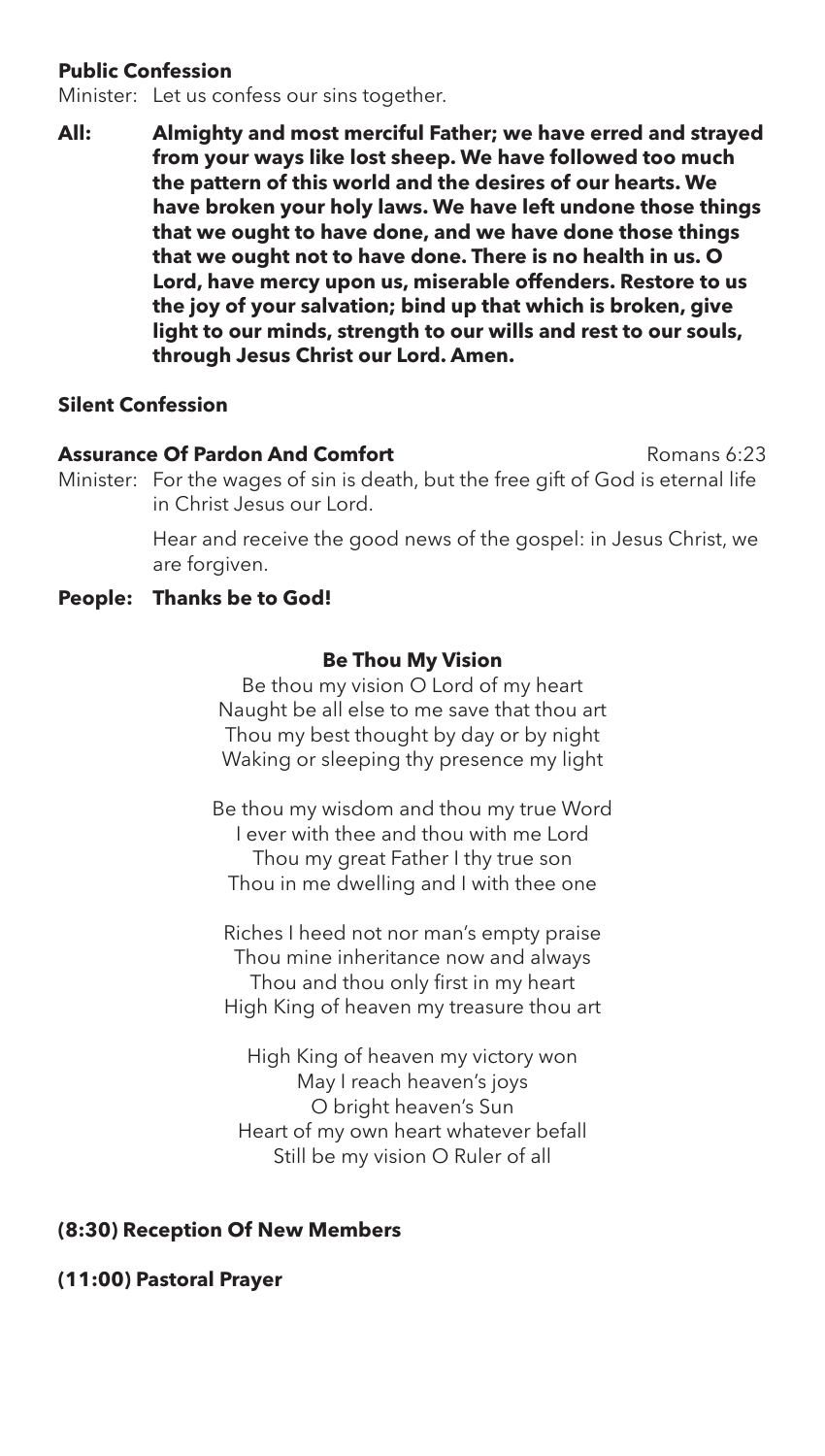**Public Confession**

Minister: Let us confess our sins together.

**All: Almighty and most merciful Father; we have erred and strayed from your ways like lost sheep. We have followed too much the pattern of this world and the desires of our hearts. We have broken your holy laws. We have left undone those things that we ought to have done, and we have done those things that we ought not to have done. There is no health in us. O Lord, have mercy upon us, miserable offenders. Restore to us the joy of your salvation; bind up that which is broken, give light to our minds, strength to our wills and rest to our souls, through Jesus Christ our Lord. Amen.**

**Silent Confession**

**Assurance Of Pardon And Comfort** Romans 6:23

Minister: For the wages of sin is death, but the free gift of God is eternal life in Christ Jesus our Lord.

Hear and receive the good news of the gospel: in Jesus Christ, we are forgiven.

**People: Thanks be to God!**

**Be Thou My Vision**

Be thou my vision O Lord of my heart
Naught be all else to me save that thou art
Thou my best thought by day or by night
Waking or sleeping thy presence my light

Be thou my wisdom and thou my true Word
I ever with thee and thou with me Lord
Thou my great Father I thy true son
Thou in me dwelling and I with thee one

Riches I heed not nor man's empty praise
Thou mine inheritance now and always
Thou and thou only first in my heart
High King of heaven my treasure thou art

High King of heaven my victory won
May I reach heaven's joys
O bright heaven's Sun
Heart of my own heart whatever befall
Still be my vision O Ruler of all

**(8:30) Reception Of New Members**

**(11:00) Pastoral Prayer**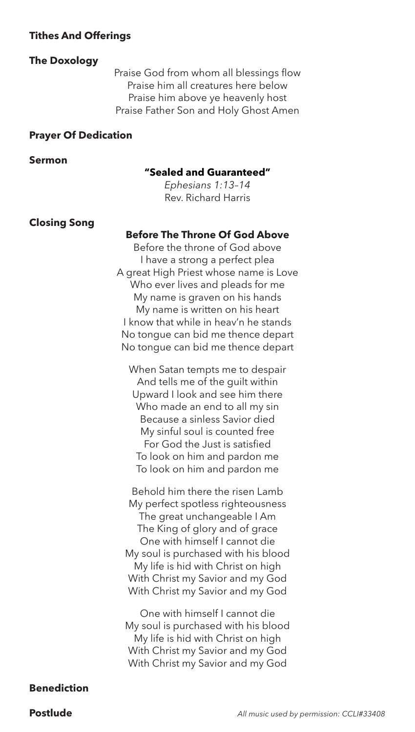**Tithes And Offerings**

**The Doxology**

Praise God from whom all blessings flow
Praise him all creatures here below
Praise him above ye heavenly host
Praise Father Son and Holy Ghost Amen

**Prayer Of Dedication**

**Sermon**

**"Sealed and Guaranteed"**
*Ephesians 1:13–14*
Rev. Richard Harris

**Closing Song**

**Before The Throne Of God Above**

Before the throne of God above
I have a strong a perfect plea
A great High Priest whose name is Love
Who ever lives and pleads for me
My name is graven on his hands
My name is written on his heart
I know that while in heav'n he stands
No tongue can bid me thence depart
No tongue can bid me thence depart

When Satan tempts me to despair
And tells me of the guilt within
Upward I look and see him there
Who made an end to all my sin
Because a sinless Savior died
My sinful soul is counted free
For God the Just is satisfied
To look on him and pardon me
To look on him and pardon me

Behold him there the risen Lamb
My perfect spotless righteousness
The great unchangeable I Am
The King of glory and of grace
One with himself I cannot die
My soul is purchased with his blood
My life is hid with Christ on high
With Christ my Savior and my God
With Christ my Savior and my God

One with himself I cannot die
My soul is purchased with his blood
My life is hid with Christ on high
With Christ my Savior and my God
With Christ my Savior and my God

**Benediction**

**Postlude**

*All music used by permission: CCLI#33408*